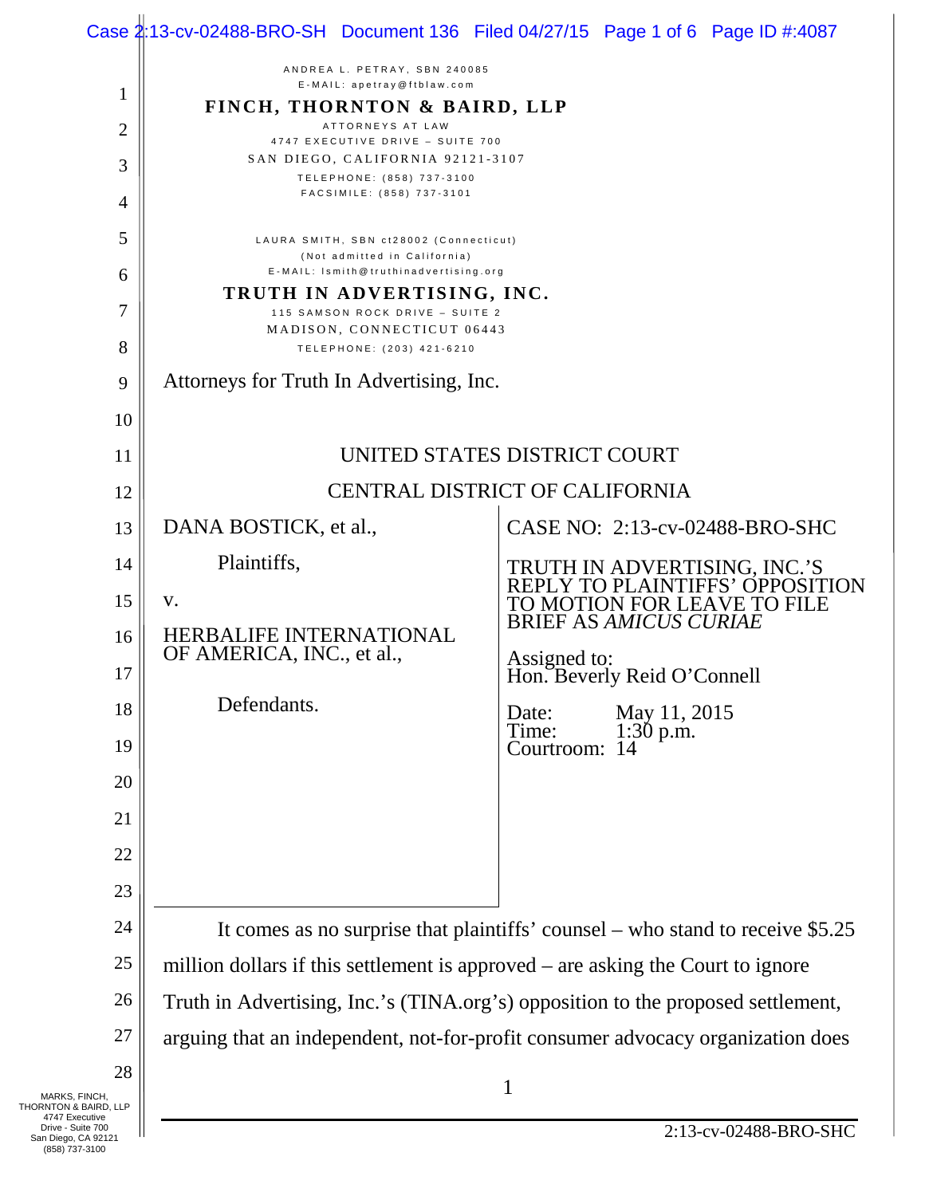ANDREA L. PETRAY, SBN 240085
E-MAIL: apetray@ftblaw.com
**FINCH, THORNTON & BAIRD, LLP**
ATTORNEYS AT LAW
4747 EXECUTIVE DRIVE – SUITE 700
SAN DIEGO, CALIFORNIA 92121-3107
TELEPHONE: (858) 737-3100
FACSIMILE: (858) 737-3101

LAURA SMITH, SBN ct28002 (Connecticut)
(Not admitted in California)
E-MAIL: lsmith@truthinadvertising.org
**TRUTH IN ADVERTISING, INC.**
115 SAMSON ROCK DRIVE – SUITE 2
MADISON, CONNECTICUT 06443
TELEPHONE: (203) 421-6210

Attorneys for Truth In Advertising, Inc.

UNITED STATES DISTRICT COURT

CENTRAL DISTRICT OF CALIFORNIA

| | |
|---|---|
| DANA BOSTICK, et al.,<br><br>Plaintiffs,<br><br>v.<br><br>HERBALIFE INTERNATIONAL OF AMERICA, INC., et al.,<br><br>Defendants. | CASE NO: 2:13-cv-02488-BRO-SHC<br><br>TRUTH IN ADVERTISING, INC.'S REPLY TO PLAINTIFFS' OPPOSITION TO MOTION FOR LEAVE TO FILE BRIEF AS *AMICUS CURIAE*<br><br>Assigned to:<br>Hon. Beverly Reid O'Connell<br><br>Date: May 11, 2015<br>Time: 1:30 p.m.<br>Courtroom: 14 |

It comes as no surprise that plaintiffs' counsel – who stand to receive $5.25 million dollars if this settlement is approved – are asking the Court to ignore Truth in Advertising, Inc.'s (TINA.org's) opposition to the proposed settlement, arguing that an independent, not-for-profit consumer advocacy organization does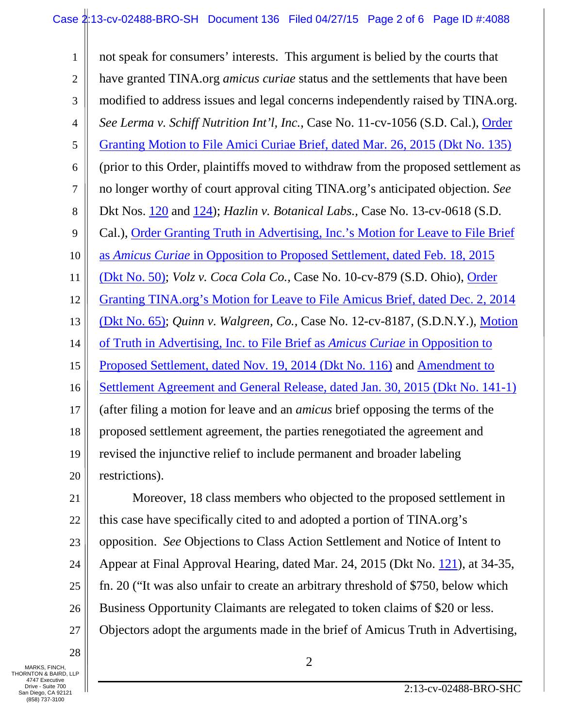not speak for consumers' interests. This argument is belied by the courts that have granted TINA.org *amicus curiae* status and the settlements that have been modified to address issues and legal concerns independently raised by TINA.org. *See Lerma v. Schiff Nutrition Int'l, Inc.*, Case No. 11-cv-1056 (S.D. Cal.), Order Granting Motion to File Amici Curiae Brief, dated Mar. 26, 2015 (Dkt No. 135) (prior to this Order, plaintiffs moved to withdraw from the proposed settlement as no longer worthy of court approval citing TINA.org's anticipated objection. *See* Dkt Nos. 120 and 124); *Hazlin v. Botanical Labs.,* Case No. 13-cv-0618 (S.D. Cal.), Order Granting Truth in Advertising, Inc.'s Motion for Leave to File Brief as *Amicus Curiae* in Opposition to Proposed Settlement, dated Feb. 18, 2015 (Dkt No. 50); *Volz v. Coca Cola Co.,* Case No. 10-cv-879 (S.D. Ohio), Order Granting TINA.org's Motion for Leave to File Amicus Brief, dated Dec. 2, 2014 (Dkt No. 65); *Quinn v. Walgreen, Co.,* Case No. 12-cv-8187, (S.D.N.Y.), Motion of Truth in Advertising, Inc. to File Brief as *Amicus Curiae* in Opposition to Proposed Settlement, dated Nov. 19, 2014 (Dkt No. 116) and Amendment to Settlement Agreement and General Release, dated Jan. 30, 2015 (Dkt No. 141-1) (after filing a motion for leave and an *amicus* brief opposing the terms of the proposed settlement agreement, the parties renegotiated the agreement and revised the injunctive relief to include permanent and broader labeling restrictions).

Moreover, 18 class members who objected to the proposed settlement in this case have specifically cited to and adopted a portion of TINA.org's opposition. *See* Objections to Class Action Settlement and Notice of Intent to Appear at Final Approval Hearing, dated Mar. 24, 2015 (Dkt No. 121), at 34-35, fn. 20 ("It was also unfair to create an arbitrary threshold of $750, below which Business Opportunity Claimants are relegated to token claims of $20 or less. Objectors adopt the arguments made in the brief of Amicus Truth in Advertising,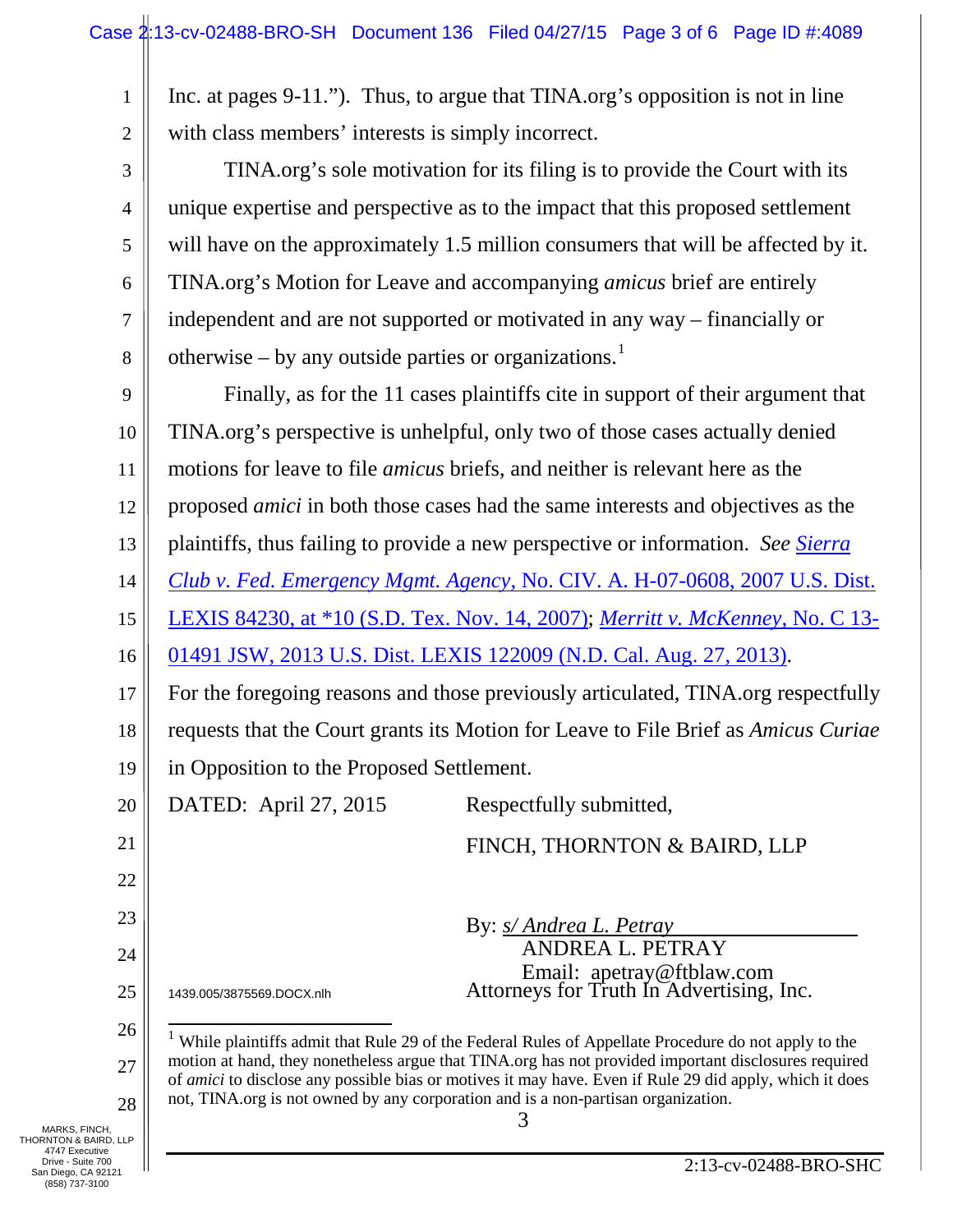Inc. at pages 9-11."). Thus, to argue that TINA.org's opposition is not in line with class members' interests is simply incorrect.

TINA.org's sole motivation for its filing is to provide the Court with its unique expertise and perspective as to the impact that this proposed settlement will have on the approximately 1.5 million consumers that will be affected by it. TINA.org's Motion for Leave and accompanying *amicus* brief are entirely independent and are not supported or motivated in any way – financially or otherwise – by any outside parties or organizations.[1]

Finally, as for the 11 cases plaintiffs cite in support of their argument that TINA.org's perspective is unhelpful, only two of those cases actually denied motions for leave to file *amicus* briefs, and neither is relevant here as the proposed *amici* in both those cases had the same interests and objectives as the plaintiffs, thus failing to provide a new perspective or information. *See Sierra Club v. Fed. Emergency Mgmt. Agency*, No. CIV. A. H-07-0608, 2007 U.S. Dist. LEXIS 84230, at *10 (S.D. Tex. Nov. 14, 2007); *Merritt v. McKenney*, No. C 13-01491 JSW, 2013 U.S. Dist. LEXIS 122009 (N.D. Cal. Aug. 27, 2013).

For the foregoing reasons and those previously articulated, TINA.org respectfully requests that the Court grants its Motion for Leave to File Brief as *Amicus Curiae* in Opposition to the Proposed Settlement.

DATED: April 27, 2015

Respectfully submitted,

FINCH, THORNTON & BAIRD, LLP

By: *s/ Andrea L. Petray*
ANDREA L. PETRAY
Email: apetray@ftblaw.com
Attorneys for Truth In Advertising, Inc.

1439.005/3875569.DOCX.nlh

[1] While plaintiffs admit that Rule 29 of the Federal Rules of Appellate Procedure do not apply to the motion at hand, they nonetheless argue that TINA.org has not provided important disclosures required of *amici* to disclose any possible bias or motives it may have. Even if Rule 29 did apply, which it does not, TINA.org is not owned by any corporation and is a non-partisan organization.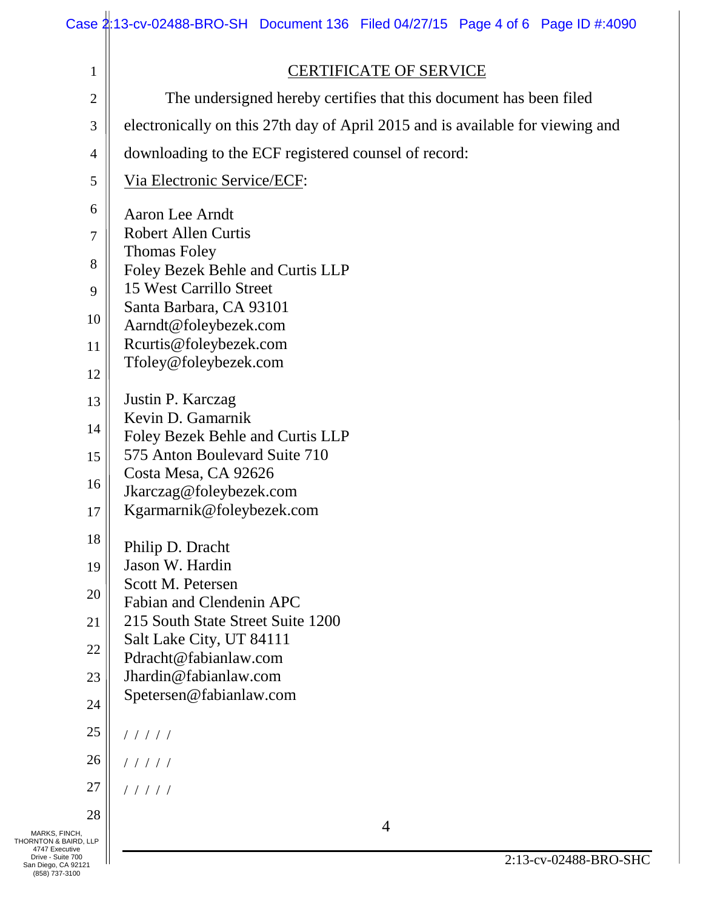## CERTIFICATE OF SERVICE

The undersigned hereby certifies that this document has been filed electronically on this 27th day of April 2015 and is available for viewing and downloading to the ECF registered counsel of record:

Via Electronic Service/ECF:

Aaron Lee Arndt
Robert Allen Curtis
Thomas Foley
Foley Bezek Behle and Curtis LLP
15 West Carrillo Street
Santa Barbara, CA 93101
Aarndt@foleybezek.com
Rcurtis@foleybezek.com
Tfoley@foleybezek.com

Justin P. Karczag
Kevin D. Gamarnik
Foley Bezek Behle and Curtis LLP
575 Anton Boulevard Suite 710
Costa Mesa, CA 92626
Jkarczag@foleybezek.com
Kgarmarnik@foleybezek.com

Philip D. Dracht
Jason W. Hardin
Scott M. Petersen
Fabian and Clendenin APC
215 South State Street Suite 1200
Salt Lake City, UT 84111
Pdracht@fabianlaw.com
Jhardin@fabianlaw.com
Spetersen@fabianlaw.com

/ / / / /

/ / / / /

/ / / / /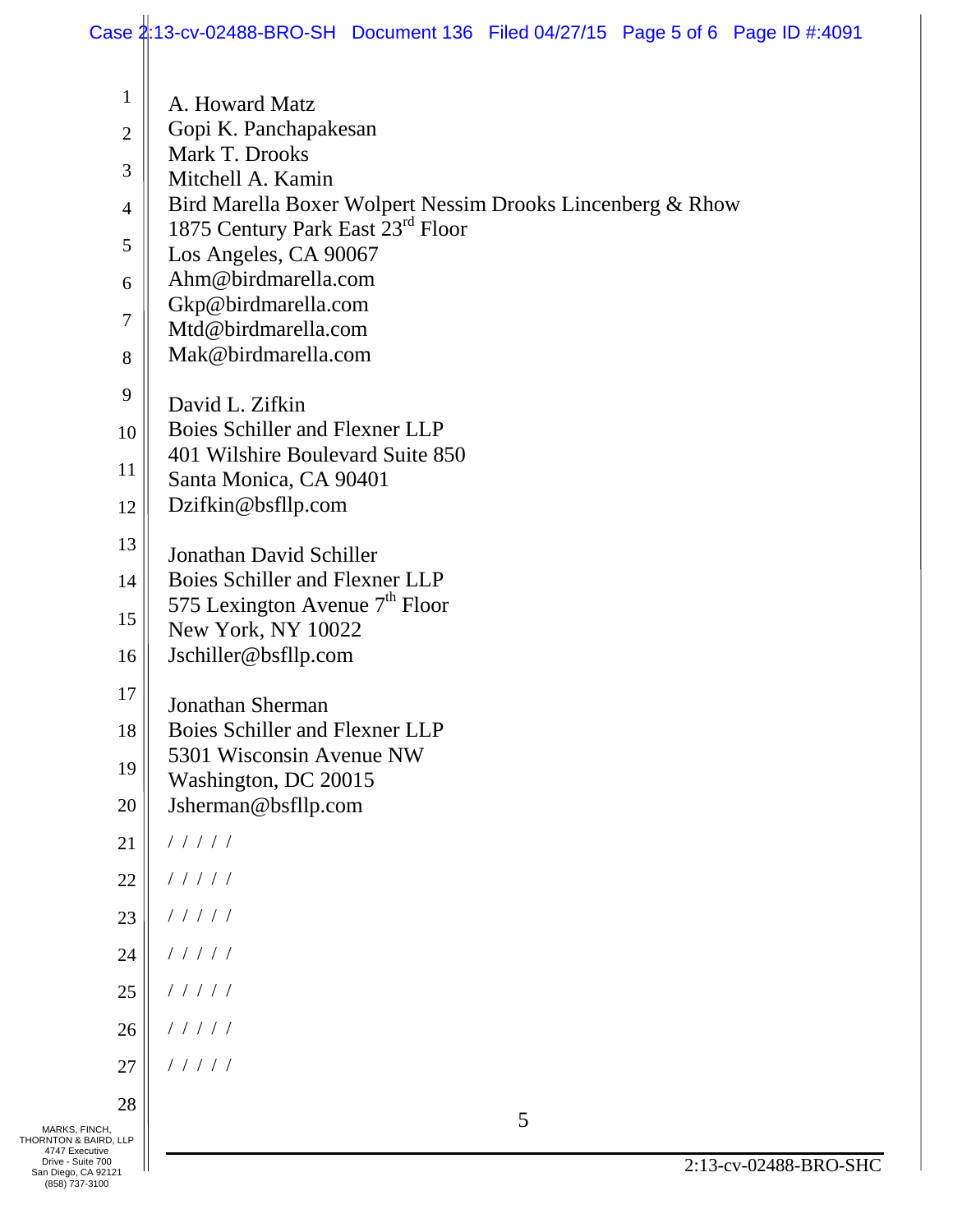A. Howard Matz
Gopi K. Panchapakesan
Mark T. Drooks
Mitchell A. Kamin
Bird Marella Boxer Wolpert Nessim Drooks Lincenberg & Rhow
1875 Century Park East 23rd Floor
Los Angeles, CA 90067
Ahm@birdmarella.com
Gkp@birdmarella.com
Mtd@birdmarella.com
Mak@birdmarella.com

David L. Zifkin
Boies Schiller and Flexner LLP
401 Wilshire Boulevard Suite 850
Santa Monica, CA 90401
Dzifkin@bsfllp.com

Jonathan David Schiller
Boies Schiller and Flexner LLP
575 Lexington Avenue 7th Floor
New York, NY 10022
Jschiller@bsfllp.com

Jonathan Sherman
Boies Schiller and Flexner LLP
5301 Wisconsin Avenue NW
Washington, DC 20015
Jsherman@bsfllp.com

/ / / / /

/ / / / /

/ / / / /

/ / / / /

/ / / / /

/ / / / /

/ / / / /

MARKS, FINCH, THORNTON & BAIRD, LLP
4747 Executive Drive - Suite 700
San Diego, CA 92121
(858) 737-3100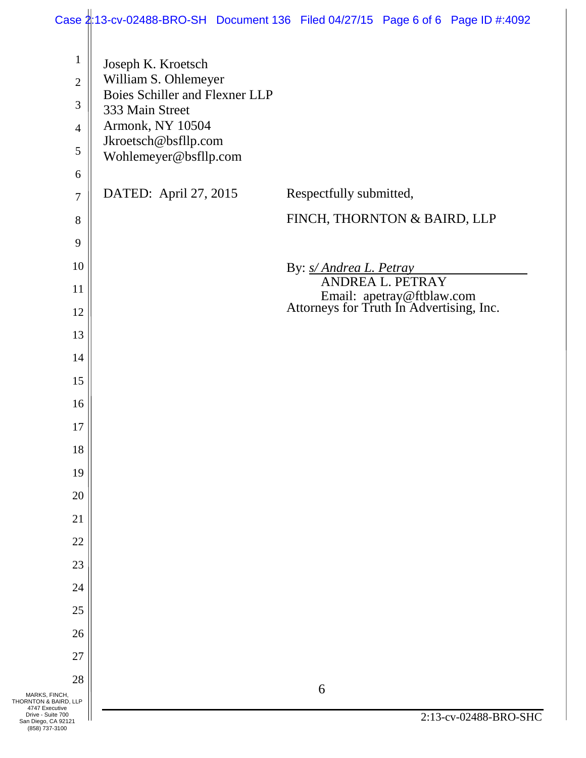Joseph K. Kroetsch
William S. Ohlemeyer
Boies Schiller and Flexner LLP
333 Main Street
Armonk, NY 10504
Jkroetsch@bsfllp.com
Wohlemeyer@bsfllp.com

DATED: April 27, 2015

Respectfully submitted,

FINCH, THORNTON & BAIRD, LLP

By: *s/ Andrea L. Petray*
ANDREA L. PETRAY
Email: apetray@ftblaw.com
Attorneys for Truth In Advertising, Inc.